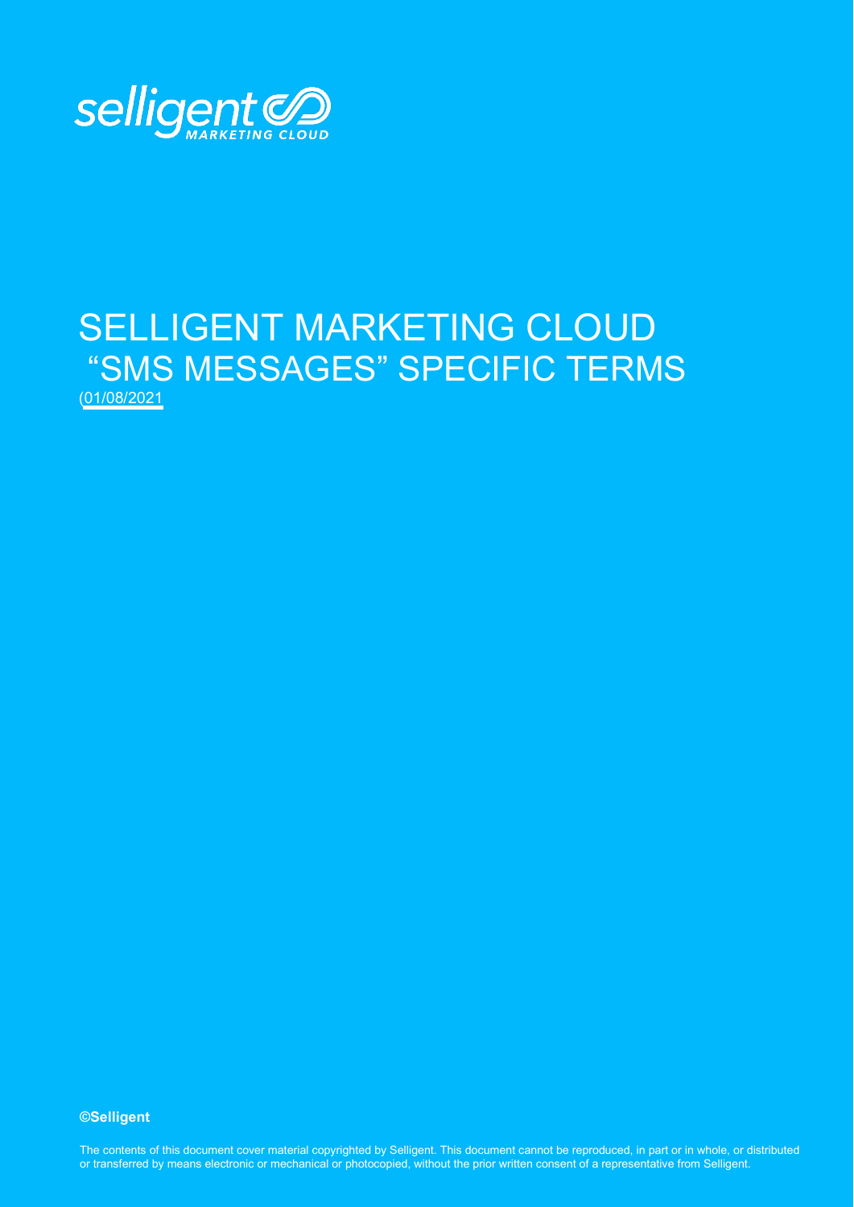selligent MARKETING CLOUD

# SELLIGENT MARKETING CLOUD "SMS MESSAGES" SPECIFIC TERMS

(01/08/2021

**©Selligent**

The contents of this document cover material copyrighted by Selligent. This document cannot be reproduced, in part or in whole, or distributed or transferred by means electronic or mechanical or photocopied, without the prior written consent of a representative from Selligent.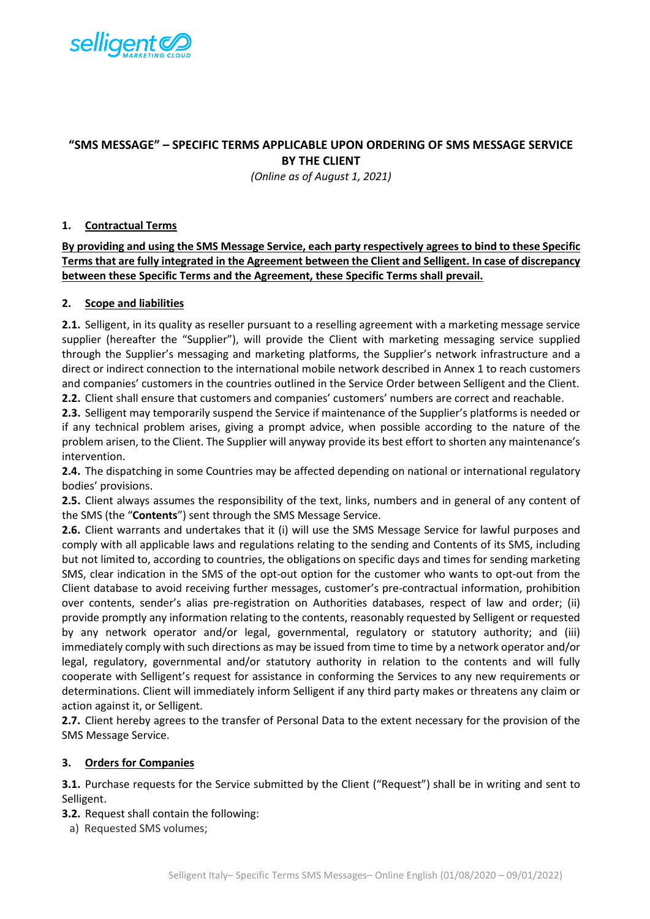## "SMS MESSAGE" – SPECIFIC TERMS APPLICABLE UPON ORDERING OF SMS MESSAGE SERVICE BY THE CLIENT

*(Online as of August 1, 2021)*

### 1. Contractual Terms

**By providing and using the SMS Message Service, each party respectively agrees to bind to these Specific Terms that are fully integrated in the Agreement between the Client and Selligent. In case of discrepancy between these Specific Terms and the Agreement, these Specific Terms shall prevail.**

### 2. Scope and liabilities

**2.1.** Selligent, in its quality as reseller pursuant to a reselling agreement with a marketing message service supplier (hereafter the "Supplier"), will provide the Client with marketing messaging service supplied through the Supplier's messaging and marketing platforms, the Supplier's network infrastructure and a direct or indirect connection to the international mobile network described in Annex 1 to reach customers and companies' customers in the countries outlined in the Service Order between Selligent and the Client.

**2.2.** Client shall ensure that customers and companies' customers' numbers are correct and reachable.

**2.3.** Selligent may temporarily suspend the Service if maintenance of the Supplier's platforms is needed or if any technical problem arises, giving a prompt advice, when possible according to the nature of the problem arisen, to the Client. The Supplier will anyway provide its best effort to shorten any maintenance's intervention.

**2.4.** The dispatching in some Countries may be affected depending on national or international regulatory bodies' provisions.

**2.5.** Client always assumes the responsibility of the text, links, numbers and in general of any content of the SMS (the "**Contents**") sent through the SMS Message Service.

**2.6.** Client warrants and undertakes that it (i) will use the SMS Message Service for lawful purposes and comply with all applicable laws and regulations relating to the sending and Contents of its SMS, including but not limited to, according to countries, the obligations on specific days and times for sending marketing SMS, clear indication in the SMS of the opt-out option for the customer who wants to opt-out from the Client database to avoid receiving further messages, customer's pre-contractual information, prohibition over contents, sender's alias pre-registration on Authorities databases, respect of law and order; (ii) provide promptly any information relating to the contents, reasonably requested by Selligent or requested by any network operator and/or legal, governmental, regulatory or statutory authority; and (iii) immediately comply with such directions as may be issued from time to time by a network operator and/or legal, regulatory, governmental and/or statutory authority in relation to the contents and will fully cooperate with Selligent's request for assistance in conforming the Services to any new requirements or determinations. Client will immediately inform Selligent if any third party makes or threatens any claim or action against it, or Selligent.

**2.7.** Client hereby agrees to the transfer of Personal Data to the extent necessary for the provision of the SMS Message Service.

### 3. Orders for Companies

**3.1.** Purchase requests for the Service submitted by the Client ("Request") shall be in writing and sent to Selligent.

**3.2.** Request shall contain the following:

a) Requested SMS volumes;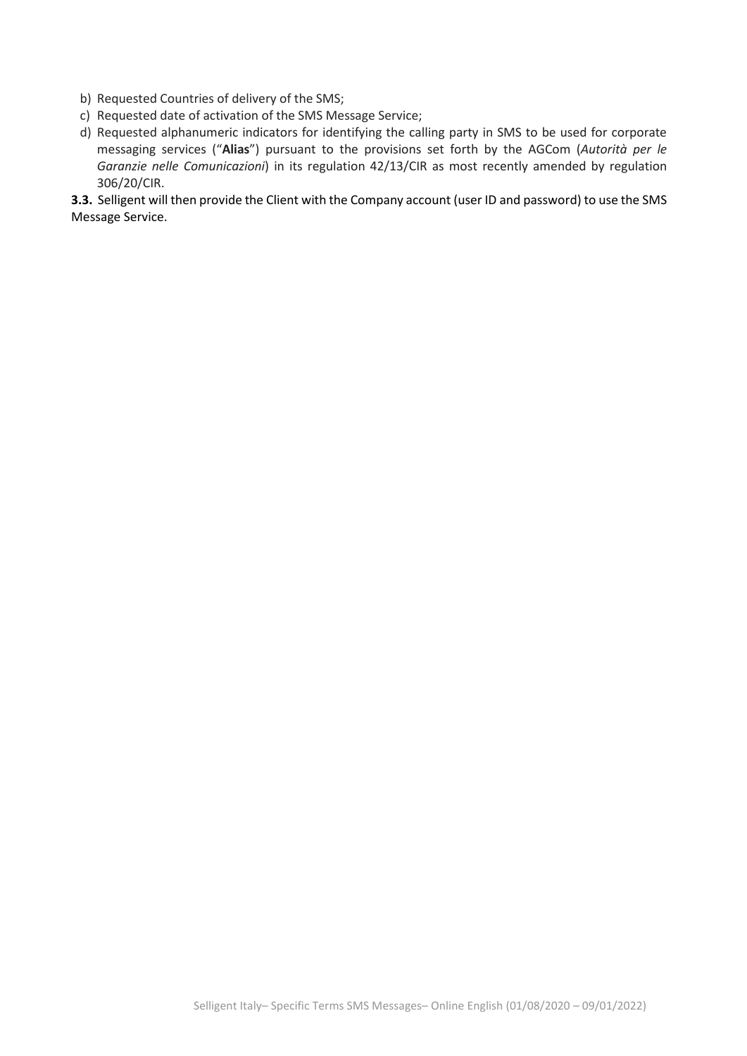b) Requested Countries of delivery of the SMS;
c) Requested date of activation of the SMS Message Service;
d) Requested alphanumeric indicators for identifying the calling party in SMS to be used for corporate messaging services ("**Alias**") pursuant to the provisions set forth by the AGCom (*Autorità per le Garanzie nelle Comunicazioni*) in its regulation 42/13/CIR as most recently amended by regulation 306/20/CIR.

**3.3.** Selligent will then provide the Client with the Company account (user ID and password) to use the SMS Message Service.